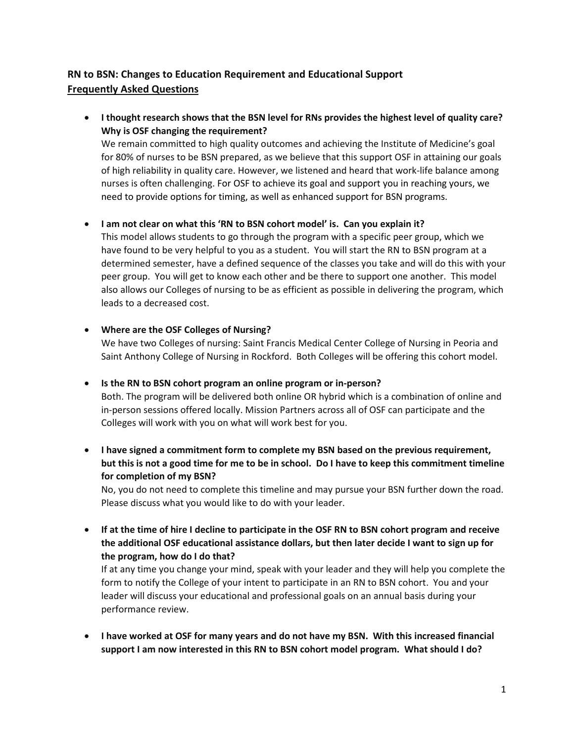**RN to BSN: Changes to Education Requirement and Educational Support**
**Frequently Asked Questions**

- **I thought research shows that the BSN level for RNs provides the highest level of quality care? Why is OSF changing the requirement?**
  We remain committed to high quality outcomes and achieving the Institute of Medicine's goal for 80% of nurses to be BSN prepared, as we believe that this support OSF in attaining our goals of high reliability in quality care. However, we listened and heard that work-life balance among nurses is often challenging. For OSF to achieve its goal and support you in reaching yours, we need to provide options for timing, as well as enhanced support for BSN programs.

- **I am not clear on what this 'RN to BSN cohort model' is. Can you explain it?**
  This model allows students to go through the program with a specific peer group, which we have found to be very helpful to you as a student. You will start the RN to BSN program at a determined semester, have a defined sequence of the classes you take and will do this with your peer group. You will get to know each other and be there to support one another. This model also allows our Colleges of nursing to be as efficient as possible in delivering the program, which leads to a decreased cost.

- **Where are the OSF Colleges of Nursing?**
  We have two Colleges of nursing: Saint Francis Medical Center College of Nursing in Peoria and Saint Anthony College of Nursing in Rockford. Both Colleges will be offering this cohort model.

- **Is the RN to BSN cohort program an online program or in-person?**
  Both. The program will be delivered both online OR hybrid which is a combination of online and in-person sessions offered locally. Mission Partners across all of OSF can participate and the Colleges will work with you on what will work best for you.

- **I have signed a commitment form to complete my BSN based on the previous requirement, but this is not a good time for me to be in school. Do I have to keep this commitment timeline for completion of my BSN?**
  No, you do not need to complete this timeline and may pursue your BSN further down the road. Please discuss what you would like to do with your leader.

- **If at the time of hire I decline to participate in the OSF RN to BSN cohort program and receive the additional OSF educational assistance dollars, but then later decide I want to sign up for the program, how do I do that?**
  If at any time you change your mind, speak with your leader and they will help you complete the form to notify the College of your intent to participate in an RN to BSN cohort. You and your leader will discuss your educational and professional goals on an annual basis during your performance review.

- **I have worked at OSF for many years and do not have my BSN. With this increased financial support I am now interested in this RN to BSN cohort model program. What should I do?**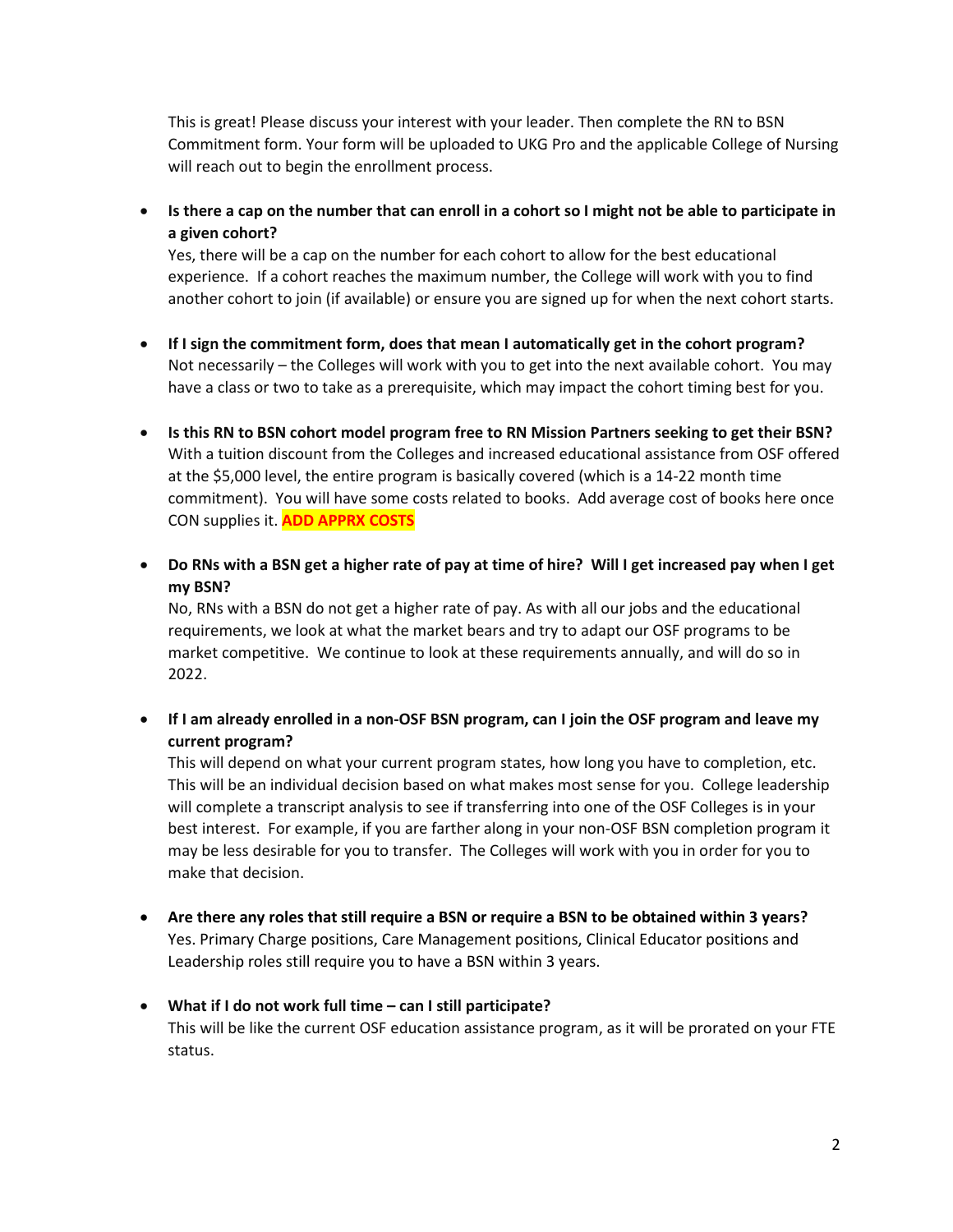This is great! Please discuss your interest with your leader. Then complete the RN to BSN Commitment form. Your form will be uploaded to UKG Pro and the applicable College of Nursing will reach out to begin the enrollment process.

- **Is there a cap on the number that can enroll in a cohort so I might not be able to participate in a given cohort?**
  Yes, there will be a cap on the number for each cohort to allow for the best educational experience. If a cohort reaches the maximum number, the College will work with you to find another cohort to join (if available) or ensure you are signed up for when the next cohort starts.

- **If I sign the commitment form, does that mean I automatically get in the cohort program?**
  Not necessarily – the Colleges will work with you to get into the next available cohort. You may have a class or two to take as a prerequisite, which may impact the cohort timing best for you.

- **Is this RN to BSN cohort model program free to RN Mission Partners seeking to get their BSN?**
  With a tuition discount from the Colleges and increased educational assistance from OSF offered at the $5,000 level, the entire program is basically covered (which is a 14-22 month time commitment). You will have some costs related to books. Add average cost of books here once CON supplies it. **ADD APPRX COSTS**

- **Do RNs with a BSN get a higher rate of pay at time of hire? Will I get increased pay when I get my BSN?**
  No, RNs with a BSN do not get a higher rate of pay. As with all our jobs and the educational requirements, we look at what the market bears and try to adapt our OSF programs to be market competitive. We continue to look at these requirements annually, and will do so in 2022.

- **If I am already enrolled in a non-OSF BSN program, can I join the OSF program and leave my current program?**
  This will depend on what your current program states, how long you have to completion, etc. This will be an individual decision based on what makes most sense for you. College leadership will complete a transcript analysis to see if transferring into one of the OSF Colleges is in your best interest. For example, if you are farther along in your non-OSF BSN completion program it may be less desirable for you to transfer. The Colleges will work with you in order for you to make that decision.

- **Are there any roles that still require a BSN or require a BSN to be obtained within 3 years?**
  Yes. Primary Charge positions, Care Management positions, Clinical Educator positions and Leadership roles still require you to have a BSN within 3 years.

- **What if I do not work full time – can I still participate?**
  This will be like the current OSF education assistance program, as it will be prorated on your FTE status.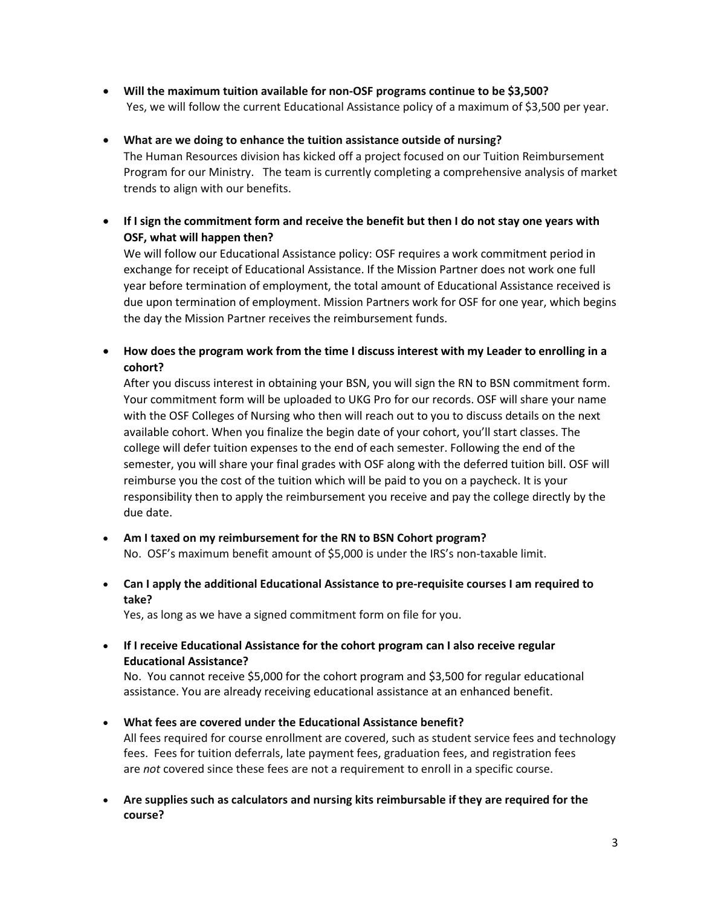- **Will the maximum tuition available for non-OSF programs continue to be $3,500?**
  Yes, we will follow the current Educational Assistance policy of a maximum of $3,500 per year.

- **What are we doing to enhance the tuition assistance outside of nursing?**
  The Human Resources division has kicked off a project focused on our Tuition Reimbursement Program for our Ministry. The team is currently completing a comprehensive analysis of market trends to align with our benefits.

- **If I sign the commitment form and receive the benefit but then I do not stay one years with OSF, what will happen then?**
  We will follow our Educational Assistance policy: OSF requires a work commitment period in exchange for receipt of Educational Assistance. If the Mission Partner does not work one full year before termination of employment, the total amount of Educational Assistance received is due upon termination of employment. Mission Partners work for OSF for one year, which begins the day the Mission Partner receives the reimbursement funds.

- **How does the program work from the time I discuss interest with my Leader to enrolling in a cohort?**
  After you discuss interest in obtaining your BSN, you will sign the RN to BSN commitment form. Your commitment form will be uploaded to UKG Pro for our records. OSF will share your name with the OSF Colleges of Nursing who then will reach out to you to discuss details on the next available cohort. When you finalize the begin date of your cohort, you'll start classes. The college will defer tuition expenses to the end of each semester. Following the end of the semester, you will share your final grades with OSF along with the deferred tuition bill. OSF will reimburse you the cost of the tuition which will be paid to you on a paycheck. It is your responsibility then to apply the reimbursement you receive and pay the college directly by the due date.

- **Am I taxed on my reimbursement for the RN to BSN Cohort program?**
  No. OSF's maximum benefit amount of $5,000 is under the IRS's non-taxable limit.

- **Can I apply the additional Educational Assistance to pre-requisite courses I am required to take?**
  Yes, as long as we have a signed commitment form on file for you.

- **If I receive Educational Assistance for the cohort program can I also receive regular Educational Assistance?**
  No. You cannot receive $5,000 for the cohort program and $3,500 for regular educational assistance. You are already receiving educational assistance at an enhanced benefit.

- **What fees are covered under the Educational Assistance benefit?**
  All fees required for course enrollment are covered, such as student service fees and technology fees. Fees for tuition deferrals, late payment fees, graduation fees, and registration fees are *not* covered since these fees are not a requirement to enroll in a specific course.

- **Are supplies such as calculators and nursing kits reimbursable if they are required for the course?**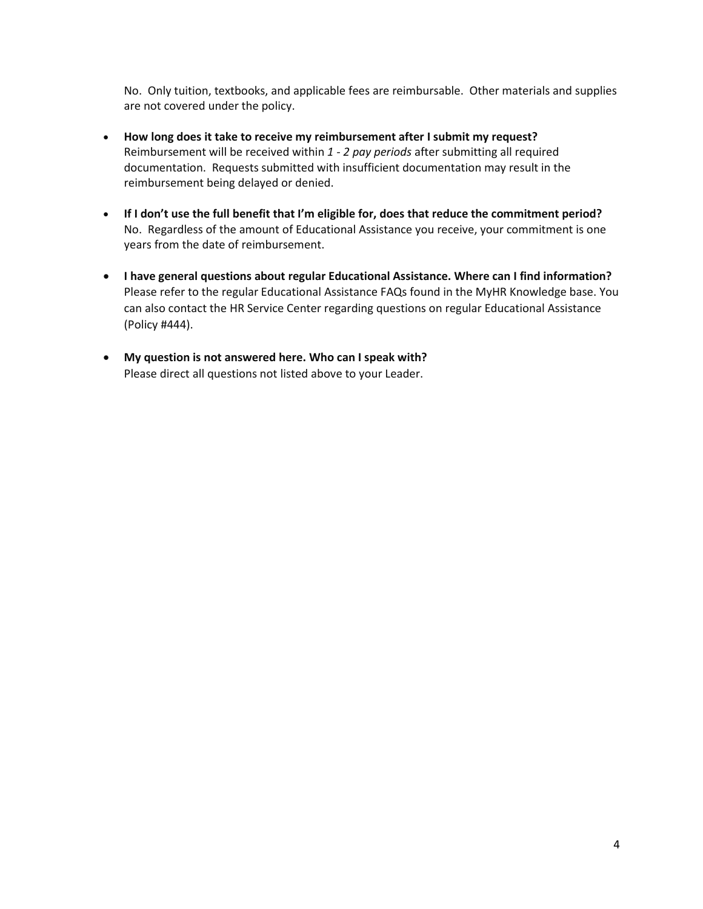No. Only tuition, textbooks, and applicable fees are reimbursable. Other materials and supplies are not covered under the policy.

- **How long does it take to receive my reimbursement after I submit my request?**
  Reimbursement will be received within *1 - 2 pay periods* after submitting all required documentation. Requests submitted with insufficient documentation may result in the reimbursement being delayed or denied.

- **If I don't use the full benefit that I'm eligible for, does that reduce the commitment period?**
  No. Regardless of the amount of Educational Assistance you receive, your commitment is one years from the date of reimbursement.

- **I have general questions about regular Educational Assistance. Where can I find information?**
  Please refer to the regular Educational Assistance FAQs found in the MyHR Knowledge base. You can also contact the HR Service Center regarding questions on regular Educational Assistance (Policy #444).

- **My question is not answered here. Who can I speak with?**
  Please direct all questions not listed above to your Leader.